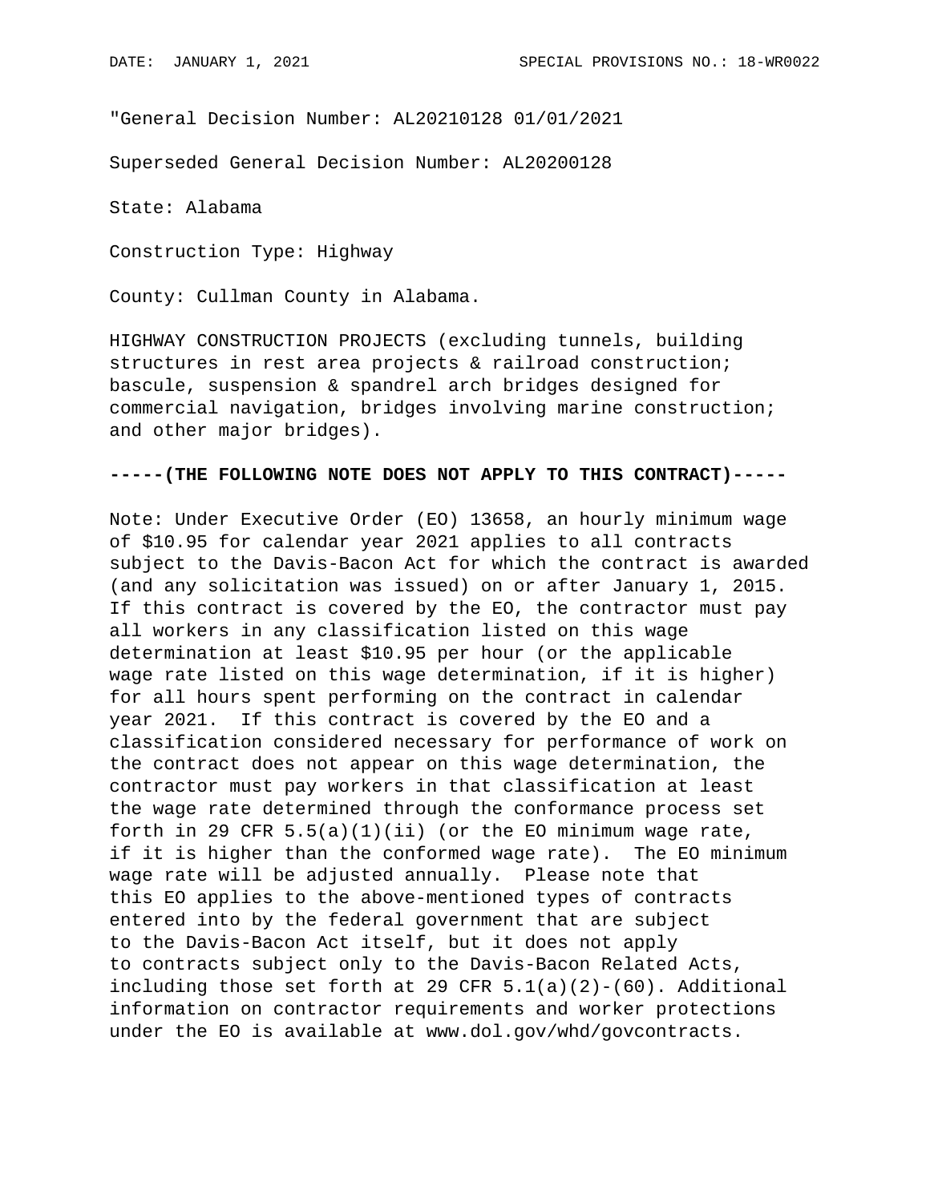"General Decision Number: AL20210128 01/01/2021

Superseded General Decision Number: AL20200128

State: Alabama

Construction Type: Highway

County: Cullman County in Alabama.

HIGHWAY CONSTRUCTION PROJECTS (excluding tunnels, building structures in rest area projects & railroad construction; bascule, suspension & spandrel arch bridges designed for commercial navigation, bridges involving marine construction; and other major bridges).

**-----(THE FOLLOWING NOTE DOES NOT APPLY TO THIS CONTRACT)-----**

Note: Under Executive Order (EO) 13658, an hourly minimum wage of $10.95 for calendar year 2021 applies to all contracts subject to the Davis-Bacon Act for which the contract is awarded (and any solicitation was issued) on or after January 1, 2015. If this contract is covered by the EO, the contractor must pay all workers in any classification listed on this wage determination at least $10.95 per hour (or the applicable wage rate listed on this wage determination, if it is higher) for all hours spent performing on the contract in calendar year 2021. If this contract is covered by the EO and a classification considered necessary for performance of work on the contract does not appear on this wage determination, the contractor must pay workers in that classification at least the wage rate determined through the conformance process set forth in 29 CFR 5.5(a)(1)(ii) (or the EO minimum wage rate, if it is higher than the conformed wage rate). The EO minimum wage rate will be adjusted annually. Please note that this EO applies to the above-mentioned types of contracts entered into by the federal government that are subject to the Davis-Bacon Act itself, but it does not apply to contracts subject only to the Davis-Bacon Related Acts, including those set forth at 29 CFR 5.1(a)(2)-(60). Additional information on contractor requirements and worker protections under the EO is available at www.dol.gov/whd/govcontracts.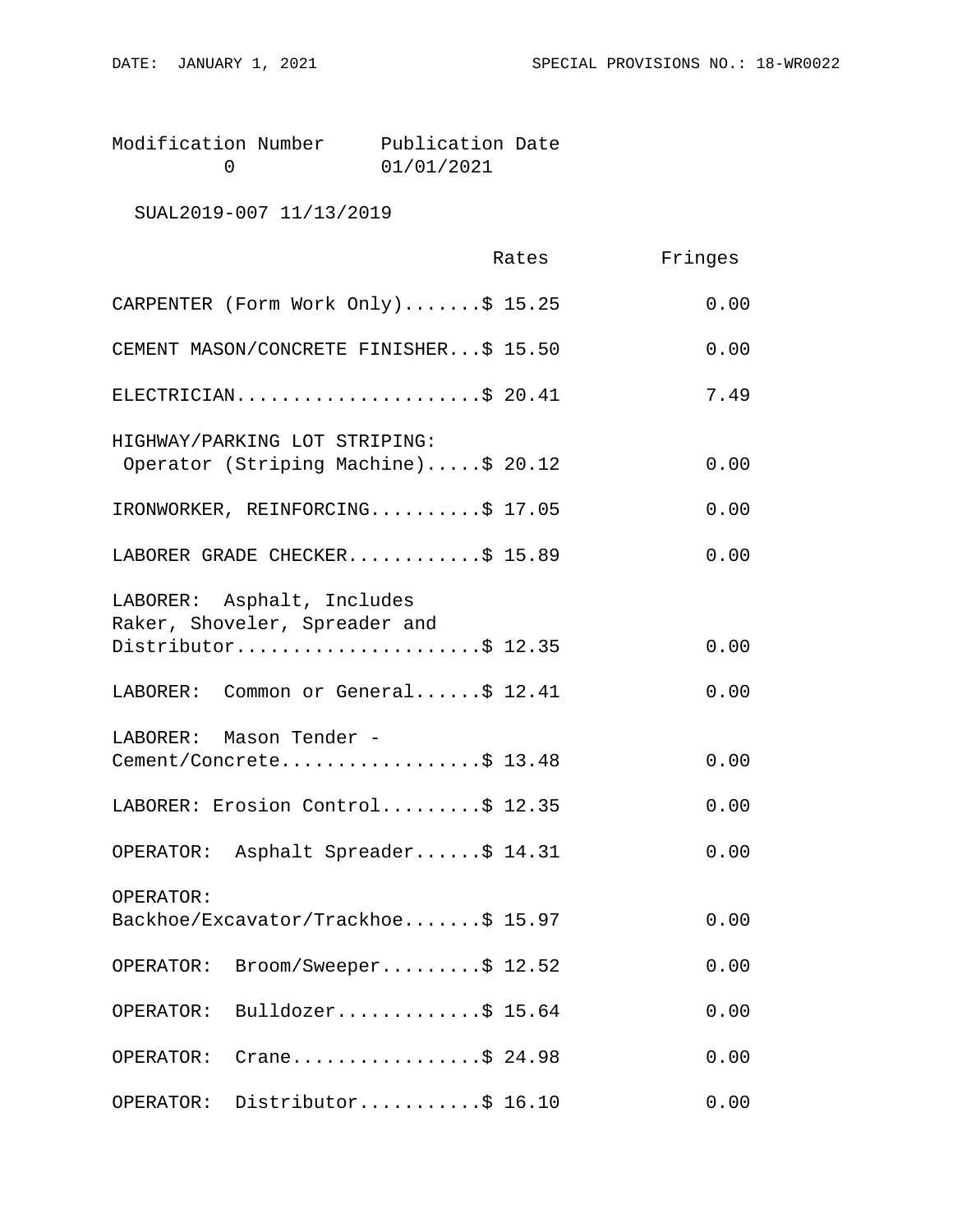| Modification Number | Publication Date |
|---|---|
| 0 | 01/01/2021 |

SUAL2019-007 11/13/2019

| | Rates | Fringes |
|---|---|---|
| CARPENTER (Form Work Only) | $ 15.25 | 0.00 |
| CEMENT MASON/CONCRETE FINISHER | $ 15.50 | 0.00 |
| ELECTRICIAN | $ 20.41 | 7.49 |
| HIGHWAY/PARKING LOT STRIPING: Operator (Striping Machine) | $ 20.12 | 0.00 |
| IRONWORKER, REINFORCING | $ 17.05 | 0.00 |
| LABORER GRADE CHECKER | $ 15.89 | 0.00 |
| LABORER: Asphalt, Includes Raker, Shoveler, Spreader and Distributor | $ 12.35 | 0.00 |
| LABORER: Common or General | $ 12.41 | 0.00 |
| LABORER: Mason Tender - Cement/Concrete | $ 13.48 | 0.00 |
| LABORER: Erosion Control | $ 12.35 | 0.00 |
| OPERATOR: Asphalt Spreader | $ 14.31 | 0.00 |
| OPERATOR: Backhoe/Excavator/Trackhoe | $ 15.97 | 0.00 |
| OPERATOR: Broom/Sweeper | $ 12.52 | 0.00 |
| OPERATOR: Bulldozer | $ 15.64 | 0.00 |
| OPERATOR: Crane | $ 24.98 | 0.00 |
| OPERATOR: Distributor | $ 16.10 | 0.00 |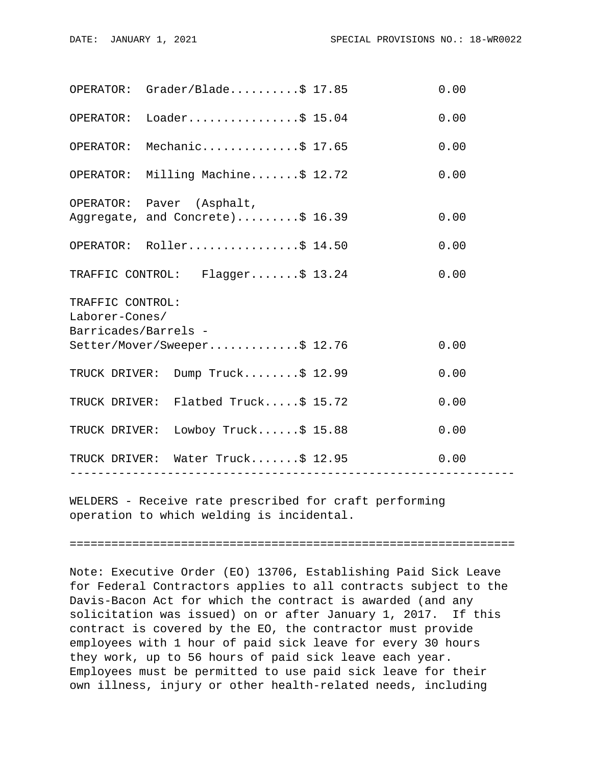| Classification | Rates | Fringes |
|---|---|---|
| OPERATOR: Grader/Blade | $ 17.85 | 0.00 |
| OPERATOR: Loader | $ 15.04 | 0.00 |
| OPERATOR: Mechanic | $ 17.65 | 0.00 |
| OPERATOR: Milling Machine | $ 12.72 | 0.00 |
| OPERATOR: Paver (Asphalt, Aggregate, and Concrete) | $ 16.39 | 0.00 |
| OPERATOR: Roller | $ 14.50 | 0.00 |
| TRAFFIC CONTROL: Flagger | $ 13.24 | 0.00 |
| TRAFFIC CONTROL: Laborer-Cones/ Barricades/Barrels - Setter/Mover/Sweeper | $ 12.76 | 0.00 |
| TRUCK DRIVER: Dump Truck | $ 12.99 | 0.00 |
| TRUCK DRIVER: Flatbed Truck | $ 15.72 | 0.00 |
| TRUCK DRIVER: Lowboy Truck | $ 15.88 | 0.00 |
| TRUCK DRIVER: Water Truck | $ 12.95 | 0.00 |

---

WELDERS - Receive rate prescribed for craft performing operation to which welding is incidental.

================================================================

Note: Executive Order (EO) 13706, Establishing Paid Sick Leave for Federal Contractors applies to all contracts subject to the Davis-Bacon Act for which the contract is awarded (and any solicitation was issued) on or after January 1, 2017. If this contract is covered by the EO, the contractor must provide employees with 1 hour of paid sick leave for every 30 hours they work, up to 56 hours of paid sick leave each year. Employees must be permitted to use paid sick leave for their own illness, injury or other health-related needs, including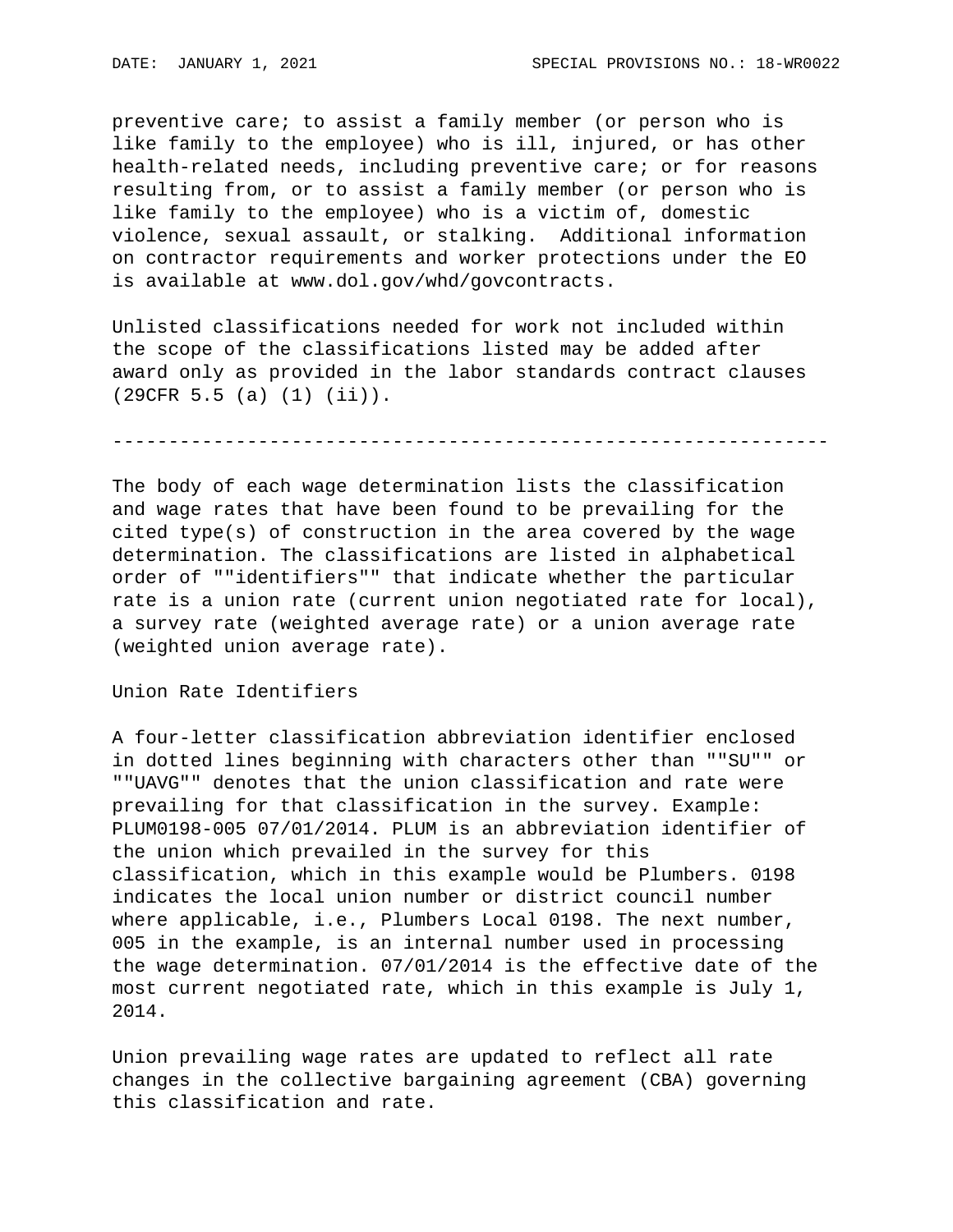preventive care; to assist a family member (or person who is like family to the employee) who is ill, injured, or has other health-related needs, including preventive care; or for reasons resulting from, or to assist a family member (or person who is like family to the employee) who is a victim of, domestic violence, sexual assault, or stalking. Additional information on contractor requirements and worker protections under the EO is available at www.dol.gov/whd/govcontracts.

Unlisted classifications needed for work not included within the scope of the classifications listed may be added after award only as provided in the labor standards contract clauses (29CFR 5.5 (a) (1) (ii)).

----------------------------------------------------------------

The body of each wage determination lists the classification and wage rates that have been found to be prevailing for the cited type(s) of construction in the area covered by the wage determination. The classifications are listed in alphabetical order of ""identifiers"" that indicate whether the particular rate is a union rate (current union negotiated rate for local), a survey rate (weighted average rate) or a union average rate (weighted union average rate).

Union Rate Identifiers

A four-letter classification abbreviation identifier enclosed in dotted lines beginning with characters other than ""SU"" or ""UAVG"" denotes that the union classification and rate were prevailing for that classification in the survey. Example: PLUM0198-005 07/01/2014. PLUM is an abbreviation identifier of the union which prevailed in the survey for this classification, which in this example would be Plumbers. 0198 indicates the local union number or district council number where applicable, i.e., Plumbers Local 0198. The next number, 005 in the example, is an internal number used in processing the wage determination. 07/01/2014 is the effective date of the most current negotiated rate, which in this example is July 1, 2014.

Union prevailing wage rates are updated to reflect all rate changes in the collective bargaining agreement (CBA) governing this classification and rate.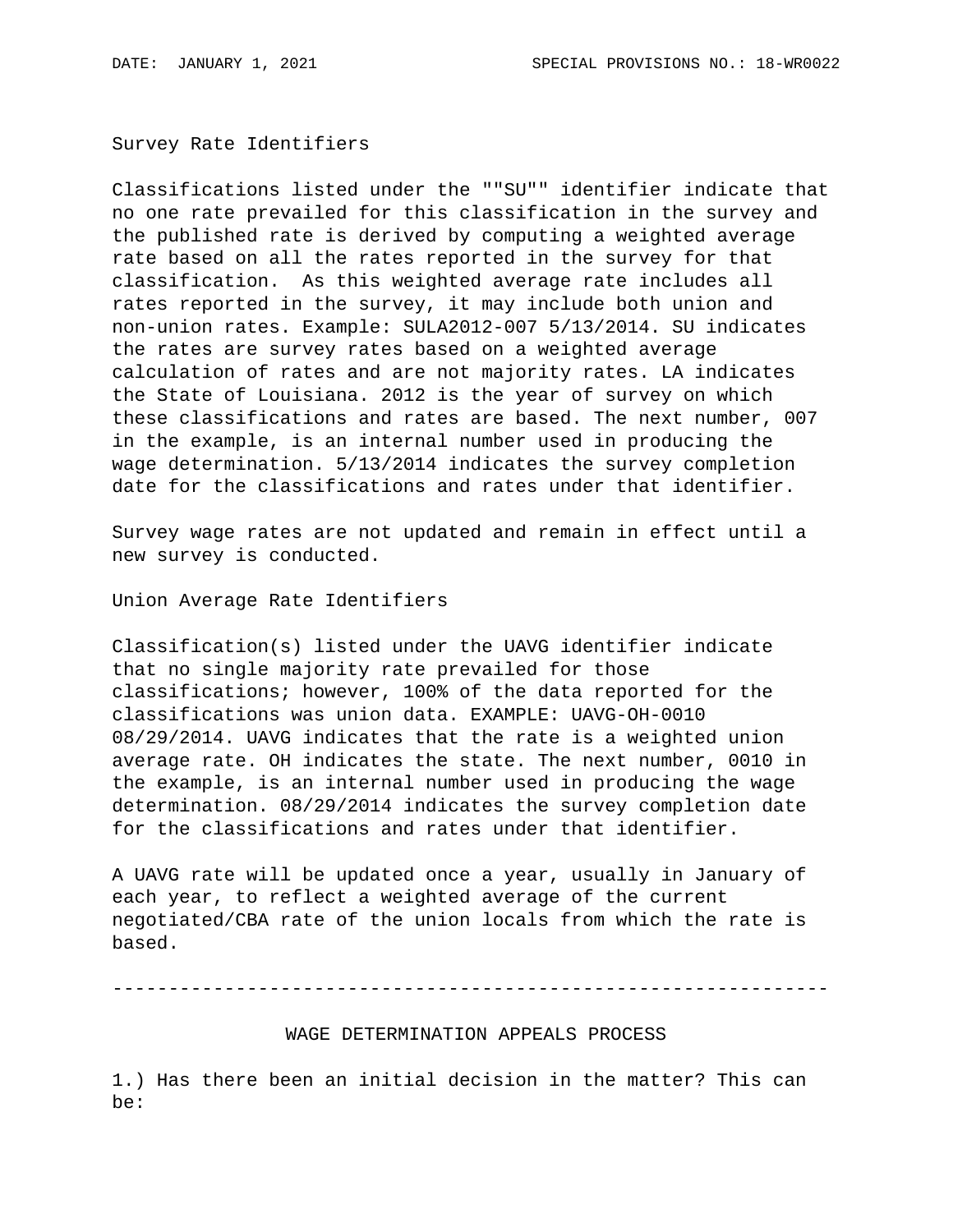Survey Rate Identifiers

Classifications listed under the ""SU"" identifier indicate that no one rate prevailed for this classification in the survey and the published rate is derived by computing a weighted average rate based on all the rates reported in the survey for that classification. As this weighted average rate includes all rates reported in the survey, it may include both union and non-union rates. Example: SULA2012-007 5/13/2014. SU indicates the rates are survey rates based on a weighted average calculation of rates and are not majority rates. LA indicates the State of Louisiana. 2012 is the year of survey on which these classifications and rates are based. The next number, 007 in the example, is an internal number used in producing the wage determination. 5/13/2014 indicates the survey completion date for the classifications and rates under that identifier.

Survey wage rates are not updated and remain in effect until a new survey is conducted.

Union Average Rate Identifiers

Classification(s) listed under the UAVG identifier indicate that no single majority rate prevailed for those classifications; however, 100% of the data reported for the classifications was union data. EXAMPLE: UAVG-OH-0010 08/29/2014. UAVG indicates that the rate is a weighted union average rate. OH indicates the state. The next number, 0010 in the example, is an internal number used in producing the wage determination. 08/29/2014 indicates the survey completion date for the classifications and rates under that identifier.

A UAVG rate will be updated once a year, usually in January of each year, to reflect a weighted average of the current negotiated/CBA rate of the union locals from which the rate is based.

----------------------------------------------------------------

WAGE DETERMINATION APPEALS PROCESS

1.) Has there been an initial decision in the matter? This can be: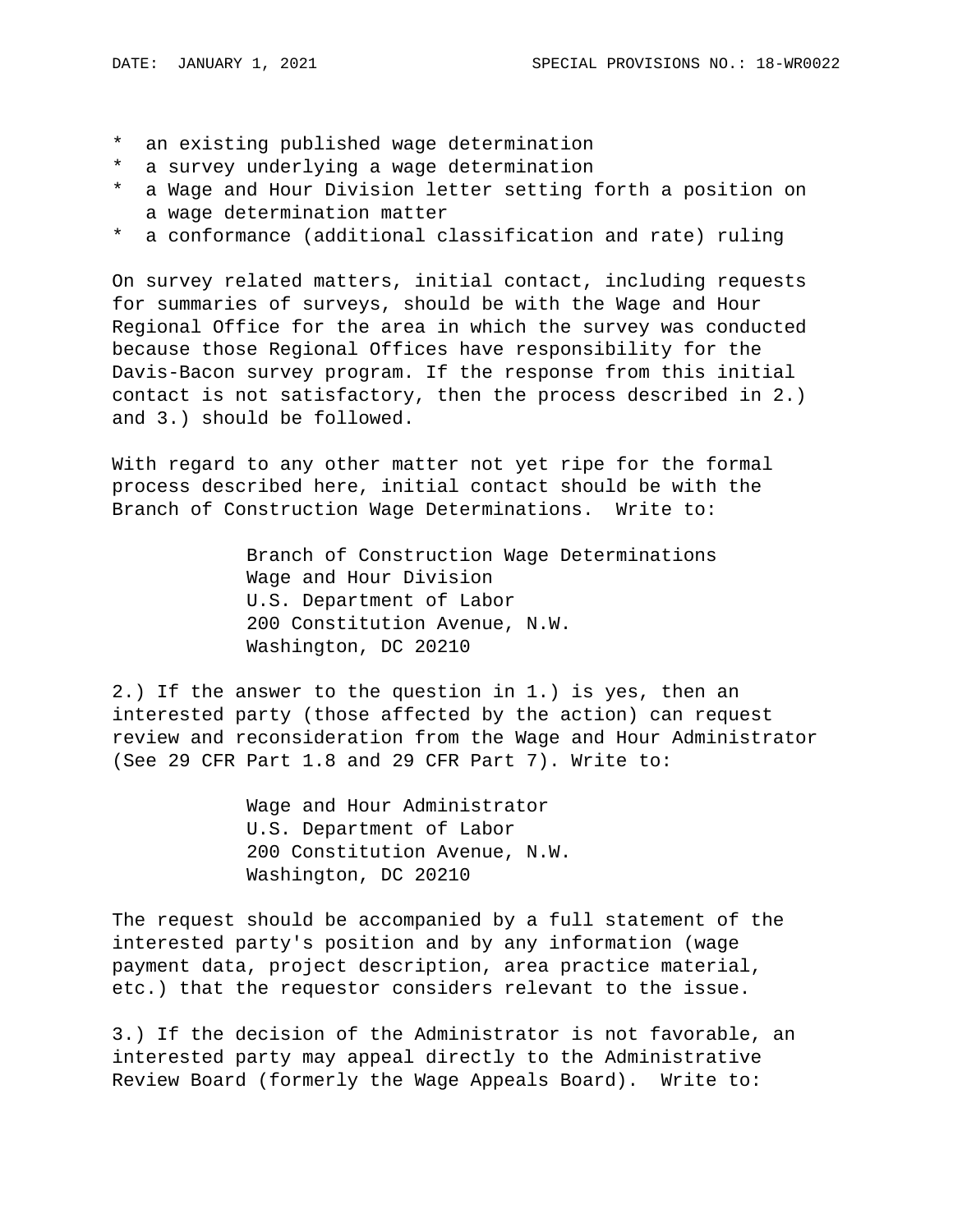* an existing published wage determination
* a survey underlying a wage determination
* a Wage and Hour Division letter setting forth a position on a wage determination matter
* a conformance (additional classification and rate) ruling

On survey related matters, initial contact, including requests for summaries of surveys, should be with the Wage and Hour Regional Office for the area in which the survey was conducted because those Regional Offices have responsibility for the Davis-Bacon survey program. If the response from this initial contact is not satisfactory, then the process described in 2.) and 3.) should be followed.

With regard to any other matter not yet ripe for the formal process described here, initial contact should be with the Branch of Construction Wage Determinations. Write to:

Branch of Construction Wage Determinations
Wage and Hour Division
U.S. Department of Labor
200 Constitution Avenue, N.W.
Washington, DC 20210

2.) If the answer to the question in 1.) is yes, then an interested party (those affected by the action) can request review and reconsideration from the Wage and Hour Administrator (See 29 CFR Part 1.8 and 29 CFR Part 7). Write to:

Wage and Hour Administrator
U.S. Department of Labor
200 Constitution Avenue, N.W.
Washington, DC 20210

The request should be accompanied by a full statement of the interested party's position and by any information (wage payment data, project description, area practice material, etc.) that the requestor considers relevant to the issue.

3.) If the decision of the Administrator is not favorable, an interested party may appeal directly to the Administrative Review Board (formerly the Wage Appeals Board). Write to: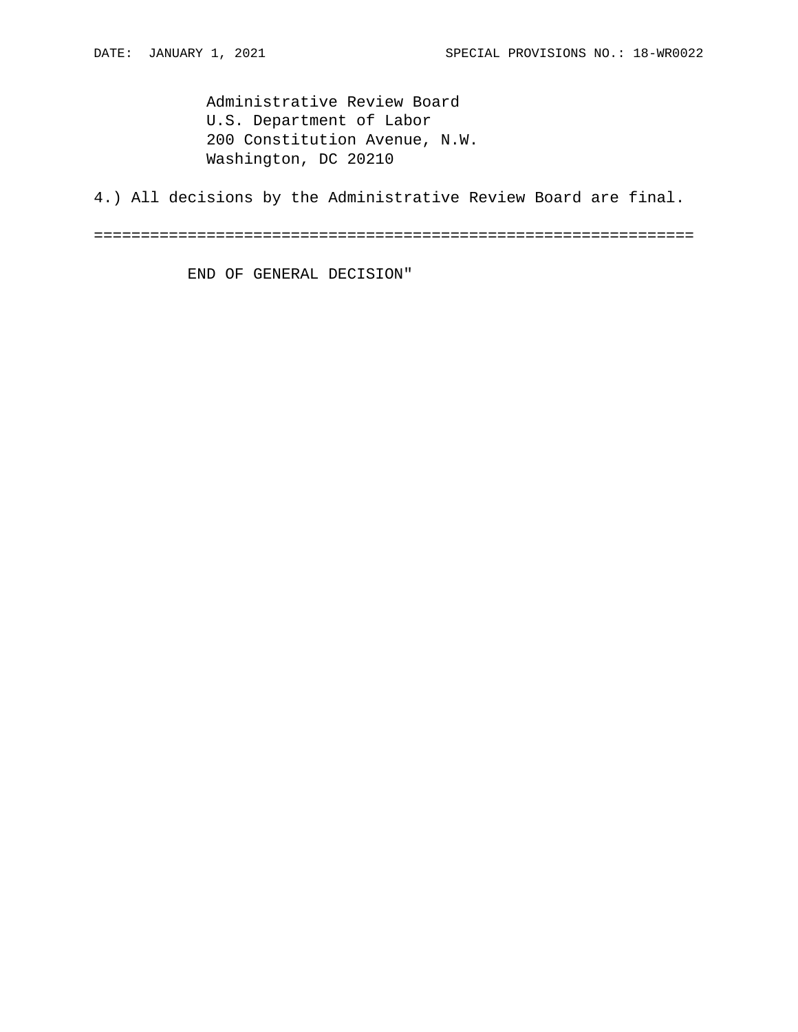Administrative Review Board
U.S. Department of Labor
200 Constitution Avenue, N.W.
Washington, DC 20210

4.) All decisions by the Administrative Review Board are final.

================================================================

END OF GENERAL DECISION"